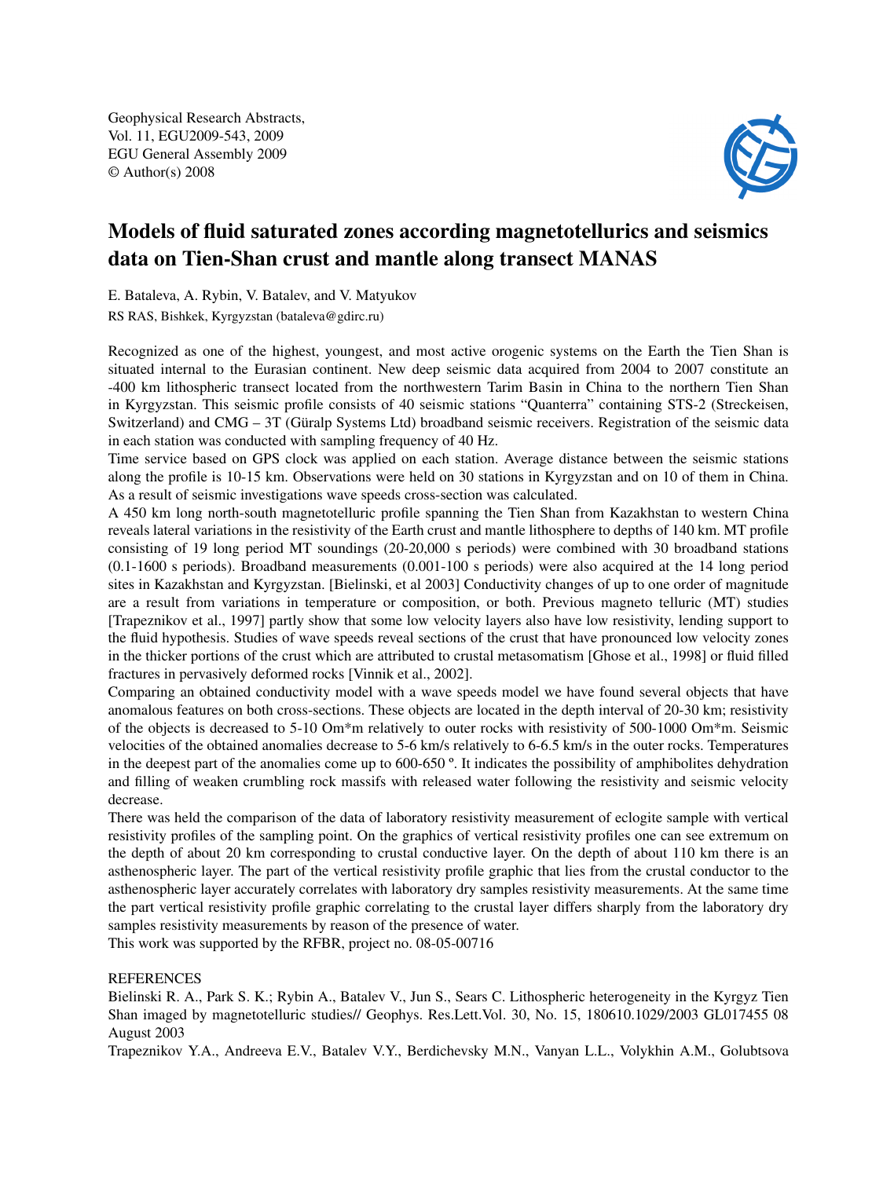Geophysical Research Abstracts,
Vol. 11, EGU2009-543, 2009
EGU General Assembly 2009
© Author(s) 2008

# Models of fluid saturated zones according magnetotellurics and seismics data on Tien-Shan crust and mantle along transect MANAS

E. Bataleva, A. Rybin, V. Batalev, and V. Matyukov

RS RAS, Bishkek, Kyrgyzstan (bataleva@gdirc.ru)

Recognized as one of the highest, youngest, and most active orogenic systems on the Earth the Tien Shan is situated internal to the Eurasian continent. New deep seismic data acquired from 2004 to 2007 constitute an -400 km lithospheric transect located from the northwestern Tarim Basin in China to the northern Tien Shan in Kyrgyzstan. This seismic profile consists of 40 seismic stations "Quanterra" containing STS-2 (Streckeisen, Switzerland) and CMG – 3T (Güralp Systems Ltd) broadband seismic receivers. Registration of the seismic data in each station was conducted with sampling frequency of 40 Hz.

Time service based on GPS clock was applied on each station. Average distance between the seismic stations along the profile is 10-15 km. Observations were held on 30 stations in Kyrgyzstan and on 10 of them in China. As a result of seismic investigations wave speeds cross-section was calculated.

A 450 km long north-south magnetotelluric profile spanning the Tien Shan from Kazakhstan to western China reveals lateral variations in the resistivity of the Earth crust and mantle lithosphere to depths of 140 km. MT profile consisting of 19 long period MT soundings (20-20,000 s periods) were combined with 30 broadband stations (0.1-1600 s periods). Broadband measurements (0.001-100 s periods) were also acquired at the 14 long period sites in Kazakhstan and Kyrgyzstan. [Bielinski, et al 2003] Conductivity changes of up to one order of magnitude are a result from variations in temperature or composition, or both. Previous magneto telluric (MT) studies [Trapeznikov et al., 1997] partly show that some low velocity layers also have low resistivity, lending support to the fluid hypothesis. Studies of wave speeds reveal sections of the crust that have pronounced low velocity zones in the thicker portions of the crust which are attributed to crustal metasomatism [Ghose et al., 1998] or fluid filled fractures in pervasively deformed rocks [Vinnik et al., 2002].

Comparing an obtained conductivity model with a wave speeds model we have found several objects that have anomalous features on both cross-sections. These objects are located in the depth interval of 20-30 km; resistivity of the objects is decreased to 5-10 Om*m relatively to outer rocks with resistivity of 500-1000 Om*m. Seismic velocities of the obtained anomalies decrease to 5-6 km/s relatively to 6-6.5 km/s in the outer rocks. Temperatures in the deepest part of the anomalies come up to 600-650 º. It indicates the possibility of amphibolites dehydration and filling of weaken crumbling rock massifs with released water following the resistivity and seismic velocity decrease.

There was held the comparison of the data of laboratory resistivity measurement of eclogite sample with vertical resistivity profiles of the sampling point. On the graphics of vertical resistivity profiles one can see extremum on the depth of about 20 km corresponding to crustal conductive layer. On the depth of about 110 km there is an asthenospheric layer. The part of the vertical resistivity profile graphic that lies from the crustal conductor to the asthenospheric layer accurately correlates with laboratory dry samples resistivity measurements. At the same time the part vertical resistivity profile graphic correlating to the crustal layer differs sharply from the laboratory dry samples resistivity measurements by reason of the presence of water.

This work was supported by the RFBR, project no. 08-05-00716

REFERENCES

Bielinski R. A., Park S. K.; Rybin A., Batalev V., Jun S., Sears C. Lithospheric heterogeneity in the Kyrgyz Tien Shan imaged by magnetotelluric studies// Geophys. Res.Lett.Vol. 30, No. 15, 180610.1029/2003 GL017455 08 August 2003

Trapeznikov Y.A., Andreeva E.V., Batalev V.Y., Berdichevsky M.N., Vanyan L.L., Volykhin A.M., Golubtsova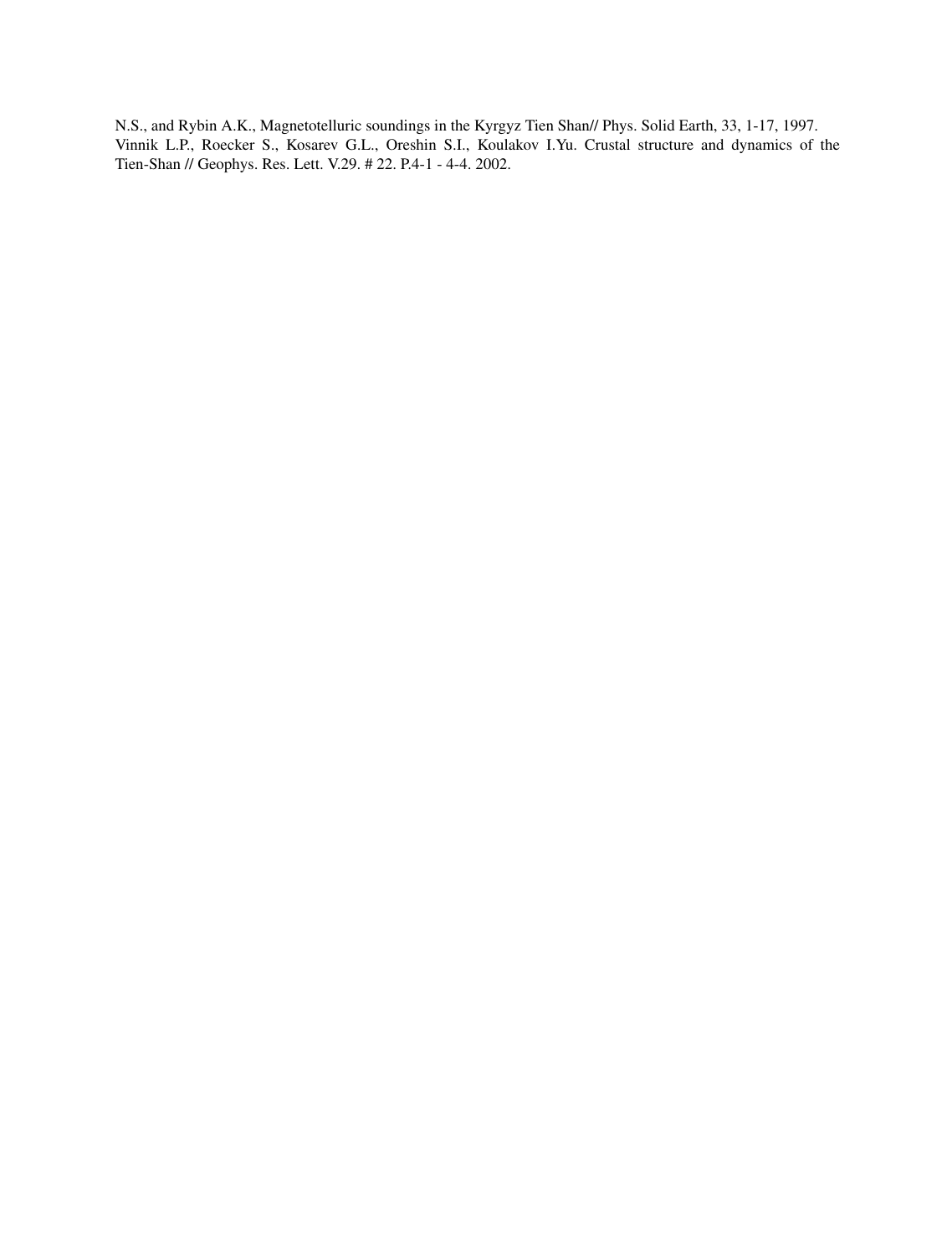N.S., and Rybin A.K., Magnetotelluric soundings in the Kyrgyz Tien Shan// Phys. Solid Earth, 33, 1-17, 1997.

Vinnik L.P., Roecker S., Kosarev G.L., Oreshin S.I., Koulakov I.Yu. Crustal structure and dynamics of the Tien-Shan // Geophys. Res. Lett. V.29. # 22. P.4-1 - 4-4. 2002.